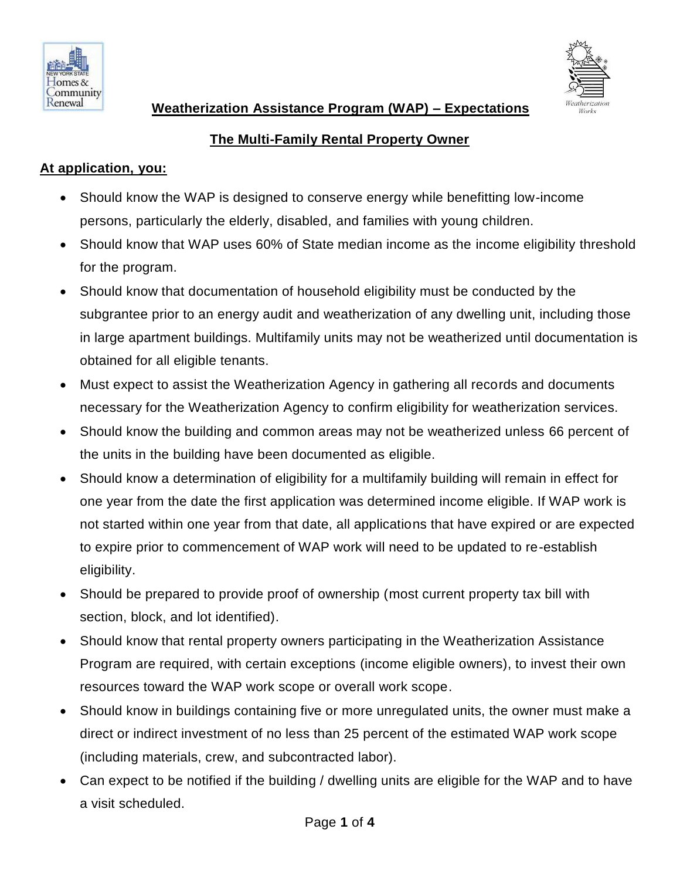# Weatherization Assistance Program (WAP) – Expectations

## The Multi-Family Rental Property Owner

**At application, you:**

- Should know the WAP is designed to conserve energy while benefitting low-income persons, particularly the elderly, disabled, and families with young children.
- Should know that WAP uses 60% of State median income as the income eligibility threshold for the program.
- Should know that documentation of household eligibility must be conducted by the subgrantee prior to an energy audit and weatherization of any dwelling unit, including those in large apartment buildings. Multifamily units may not be weatherized until documentation is obtained for all eligible tenants.
- Must expect to assist the Weatherization Agency in gathering all records and documents necessary for the Weatherization Agency to confirm eligibility for weatherization services.
- Should know the building and common areas may not be weatherized unless 66 percent of the units in the building have been documented as eligible.
- Should know a determination of eligibility for a multifamily building will remain in effect for one year from the date the first application was determined income eligible. If WAP work is not started within one year from that date, all applications that have expired or are expected to expire prior to commencement of WAP work will need to be updated to re-establish eligibility.
- Should be prepared to provide proof of ownership (most current property tax bill with section, block, and lot identified).
- Should know that rental property owners participating in the Weatherization Assistance Program are required, with certain exceptions (income eligible owners), to invest their own resources toward the WAP work scope or overall work scope.
- Should know in buildings containing five or more unregulated units, the owner must make a direct or indirect investment of no less than 25 percent of the estimated WAP work scope (including materials, crew, and subcontracted labor).
- Can expect to be notified if the building / dwelling units are eligible for the WAP and to have a visit scheduled.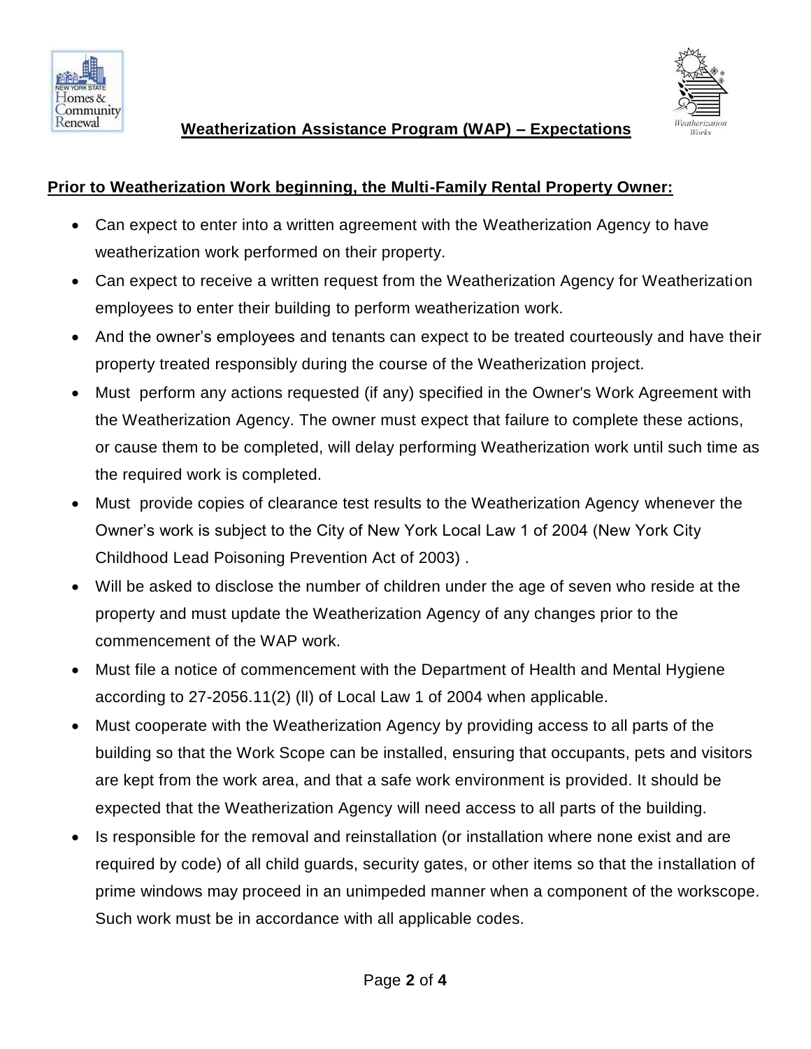## Weatherization Assistance Program (WAP) – Expectations

**Prior to Weatherization Work beginning, the Multi-Family Rental Property Owner:**

- Can expect to enter into a written agreement with the Weatherization Agency to have weatherization work performed on their property.
- Can expect to receive a written request from the Weatherization Agency for Weatherization employees to enter their building to perform weatherization work.
- And the owner's employees and tenants can expect to be treated courteously and have their property treated responsibly during the course of the Weatherization project.
- Must perform any actions requested (if any) specified in the Owner's Work Agreement with the Weatherization Agency. The owner must expect that failure to complete these actions, or cause them to be completed, will delay performing Weatherization work until such time as the required work is completed.
- Must provide copies of clearance test results to the Weatherization Agency whenever the Owner's work is subject to the City of New York Local Law 1 of 2004 (New York City Childhood Lead Poisoning Prevention Act of 2003) .
- Will be asked to disclose the number of children under the age of seven who reside at the property and must update the Weatherization Agency of any changes prior to the commencement of the WAP work.
- Must file a notice of commencement with the Department of Health and Mental Hygiene according to 27-2056.11(2) (ll) of Local Law 1 of 2004 when applicable.
- Must cooperate with the Weatherization Agency by providing access to all parts of the building so that the Work Scope can be installed, ensuring that occupants, pets and visitors are kept from the work area, and that a safe work environment is provided. It should be expected that the Weatherization Agency will need access to all parts of the building.
- Is responsible for the removal and reinstallation (or installation where none exist and are required by code) of all child guards, security gates, or other items so that the installation of prime windows may proceed in an unimpeded manner when a component of the workscope. Such work must be in accordance with all applicable codes.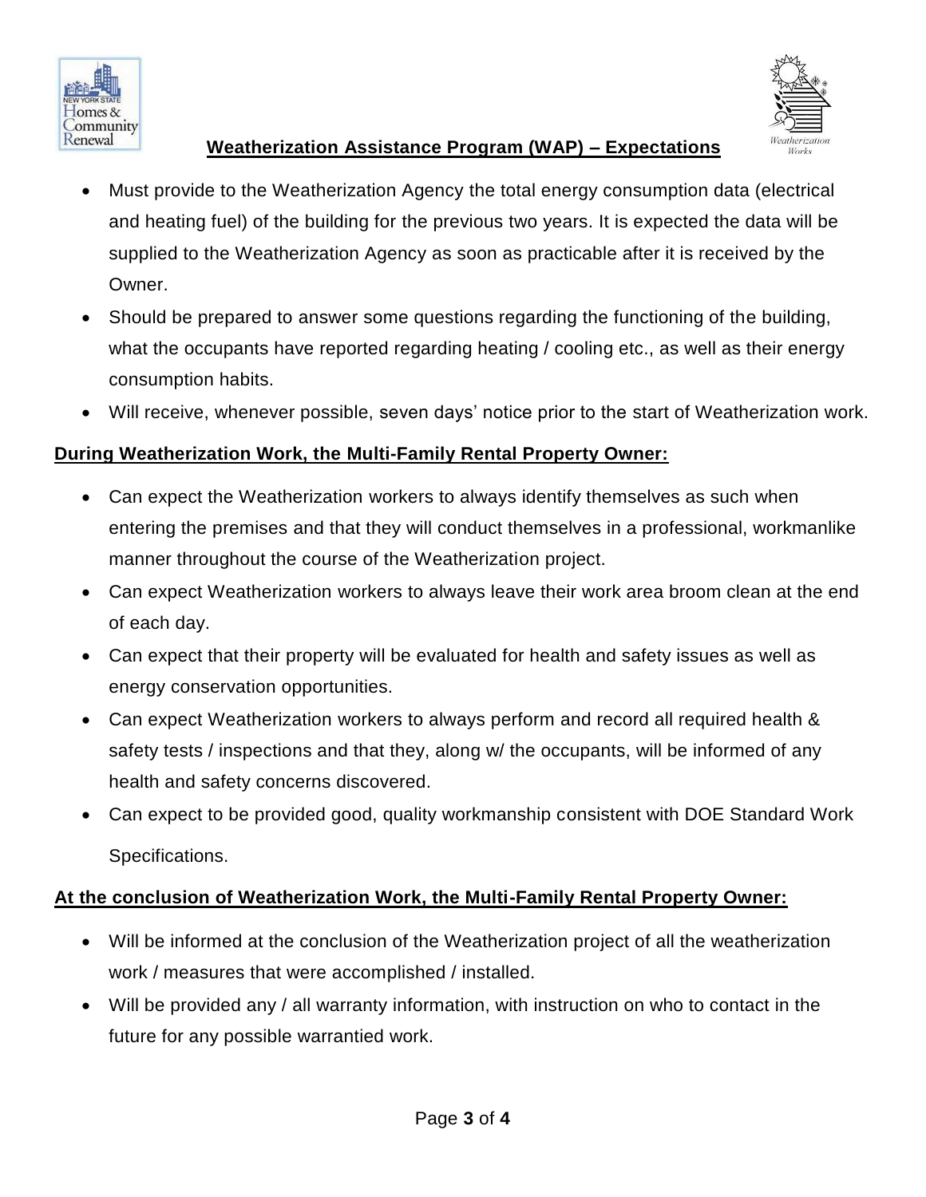## Weatherization Assistance Program (WAP) – Expectations

- Must provide to the Weatherization Agency the total energy consumption data (electrical and heating fuel) of the building for the previous two years. It is expected the data will be supplied to the Weatherization Agency as soon as practicable after it is received by the Owner.
- Should be prepared to answer some questions regarding the functioning of the building, what the occupants have reported regarding heating / cooling etc., as well as their energy consumption habits.
- Will receive, whenever possible, seven days' notice prior to the start of Weatherization work.

**During Weatherization Work, the Multi-Family Rental Property Owner:**

- Can expect the Weatherization workers to always identify themselves as such when entering the premises and that they will conduct themselves in a professional, workmanlike manner throughout the course of the Weatherization project.
- Can expect Weatherization workers to always leave their work area broom clean at the end of each day.
- Can expect that their property will be evaluated for health and safety issues as well as energy conservation opportunities.
- Can expect Weatherization workers to always perform and record all required health & safety tests / inspections and that they, along w/ the occupants, will be informed of any health and safety concerns discovered.
- Can expect to be provided good, quality workmanship consistent with DOE Standard Work Specifications.

**At the conclusion of Weatherization Work, the Multi-Family Rental Property Owner:**

- Will be informed at the conclusion of the Weatherization project of all the weatherization work / measures that were accomplished / installed.
- Will be provided any / all warranty information, with instruction on who to contact in the future for any possible warrantied work.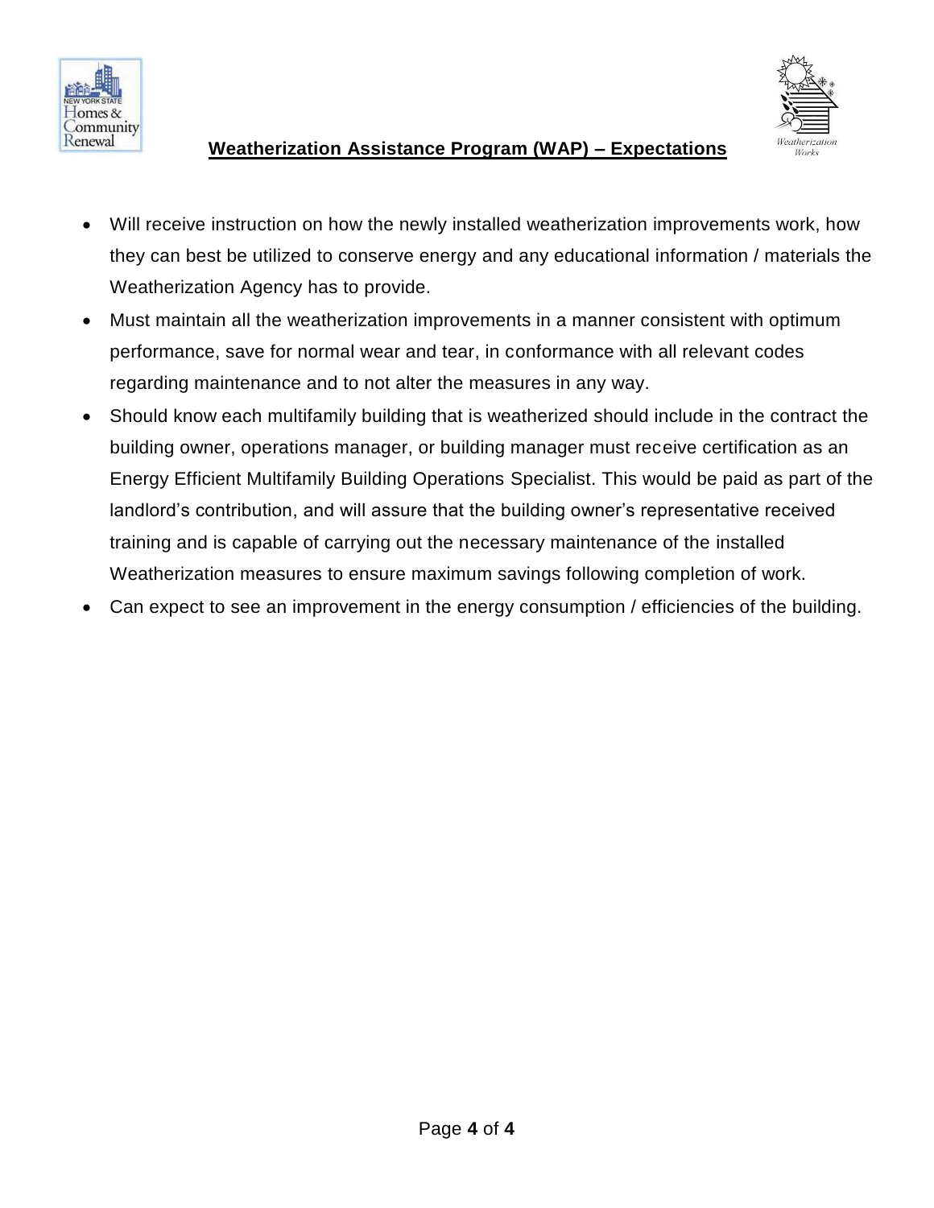## Weatherization Assistance Program (WAP) – Expectations

- Will receive instruction on how the newly installed weatherization improvements work, how they can best be utilized to conserve energy and any educational information / materials the Weatherization Agency has to provide.
- Must maintain all the weatherization improvements in a manner consistent with optimum performance, save for normal wear and tear, in conformance with all relevant codes regarding maintenance and to not alter the measures in any way.
- Should know each multifamily building that is weatherized should include in the contract the building owner, operations manager, or building manager must receive certification as an Energy Efficient Multifamily Building Operations Specialist. This would be paid as part of the landlord's contribution, and will assure that the building owner's representative received training and is capable of carrying out the necessary maintenance of the installed Weatherization measures to ensure maximum savings following completion of work.
- Can expect to see an improvement in the energy consumption / efficiencies of the building.